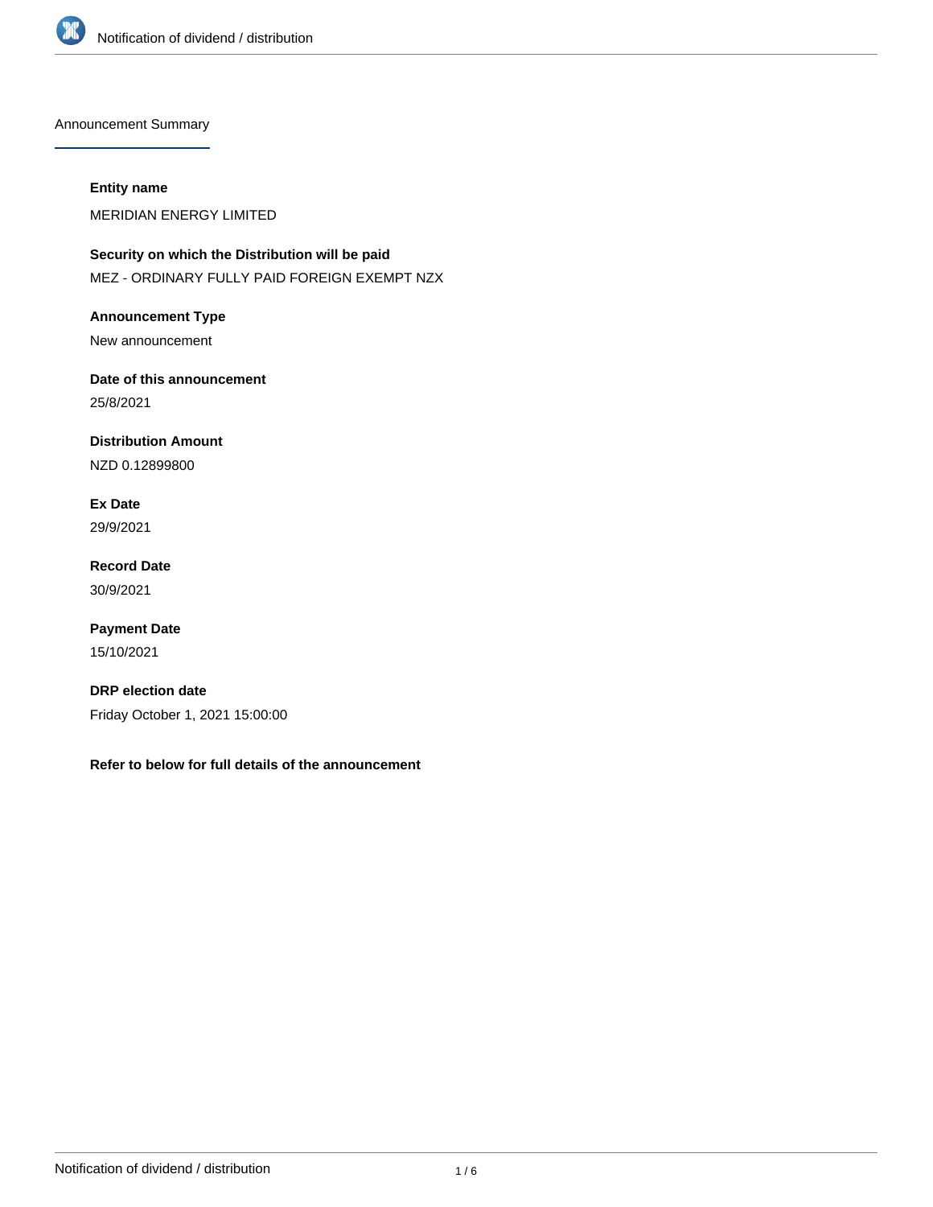## Announcement Summary

**Entity name**

MERIDIAN ENERGY LIMITED

**Security on which the Distribution will be paid**

MEZ - ORDINARY FULLY PAID FOREIGN EXEMPT NZX

**Announcement Type**

New announcement

**Date of this announcement**

25/8/2021

**Distribution Amount**

NZD 0.12899800

**Ex Date**

29/9/2021

**Record Date**

30/9/2021

**Payment Date**

15/10/2021

**DRP election date**

Friday October 1, 2021 15:00:00

**Refer to below for full details of the announcement**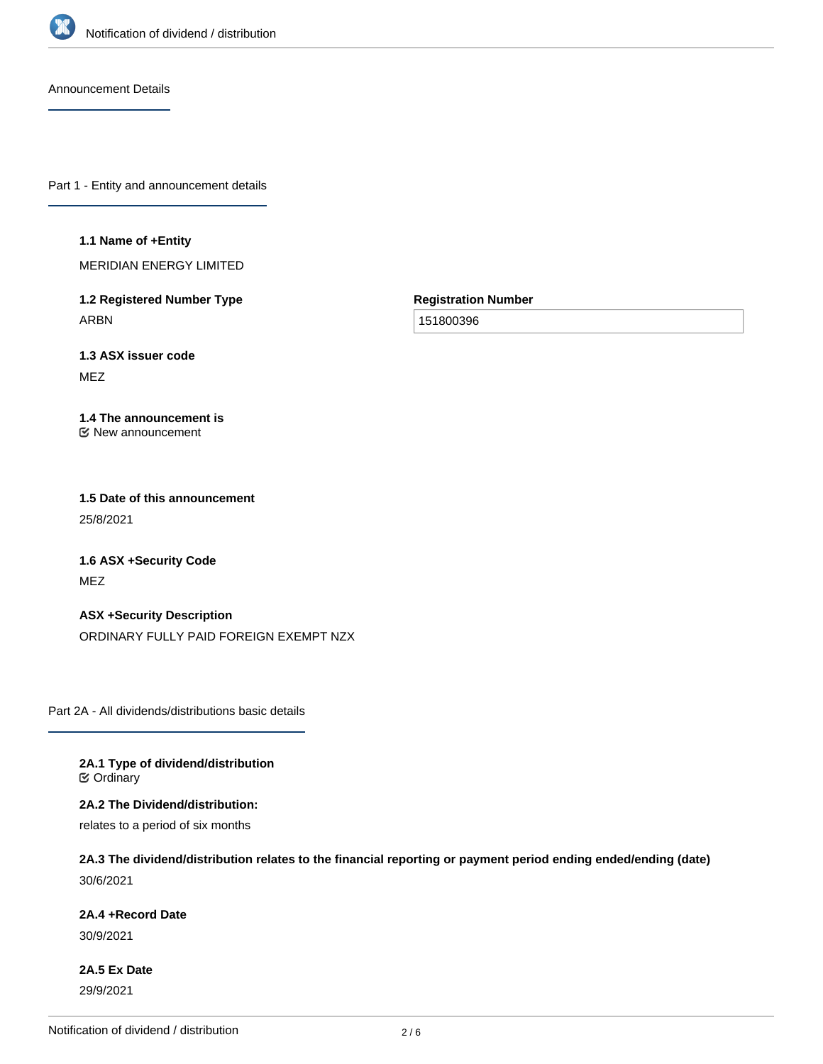## Announcement Details

### Part 1 - Entity and announcement details

**1.1 Name of +Entity**

MERIDIAN ENERGY LIMITED

**1.2 Registered Number Type**

ARBN

**Registration Number**

151800396

**1.3 ASX issuer code**

MEZ

**1.4 The announcement is**

New announcement

**1.5 Date of this announcement**

25/8/2021

**1.6 ASX +Security Code**

MEZ

**ASX +Security Description**

ORDINARY FULLY PAID FOREIGN EXEMPT NZX

### Part 2A - All dividends/distributions basic details

**2A.1 Type of dividend/distribution**

Ordinary

**2A.2 The Dividend/distribution:**

relates to a period of six months

**2A.3 The dividend/distribution relates to the financial reporting or payment period ending ended/ending (date)**

30/6/2021

**2A.4 +Record Date**

30/9/2021

**2A.5 Ex Date**

29/9/2021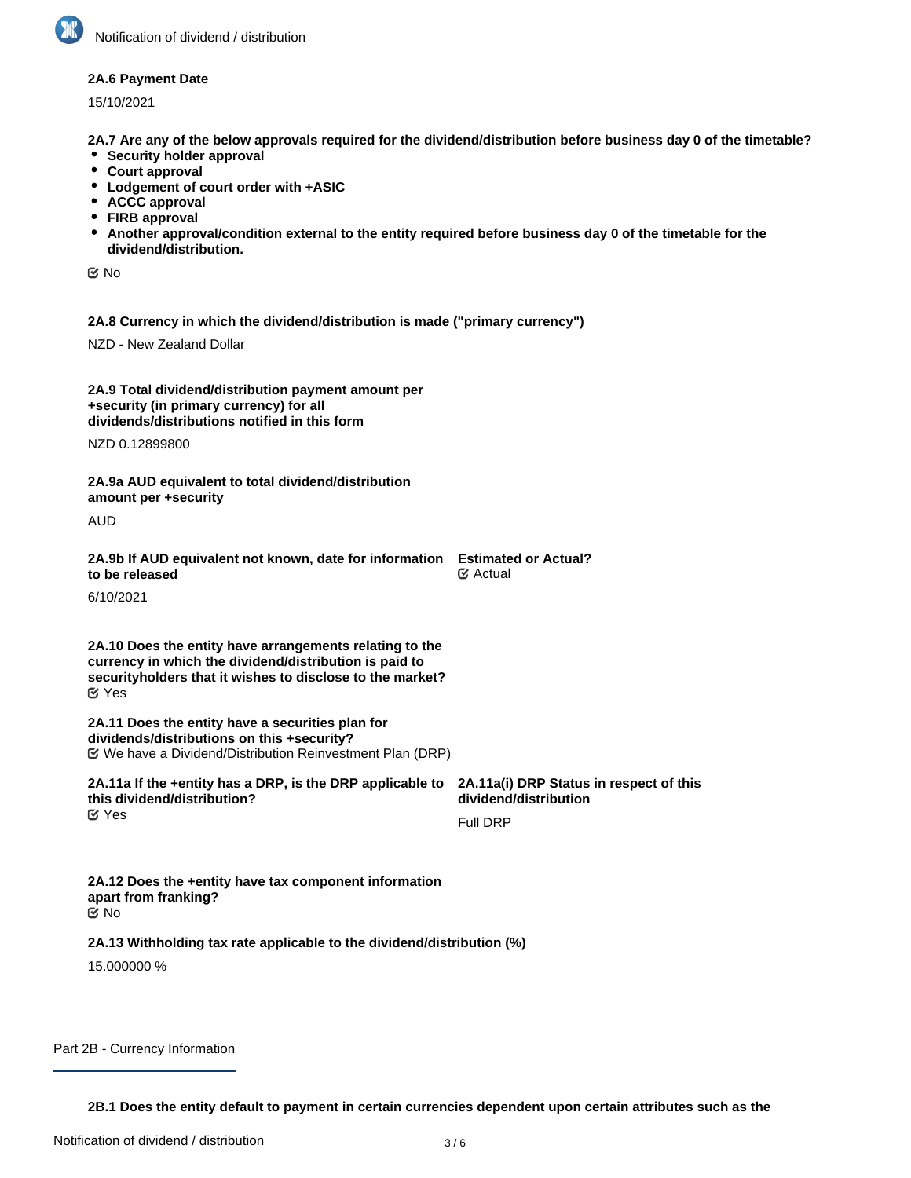**2A.6 Payment Date**

15/10/2021

**2A.7 Are any of the below approvals required for the dividend/distribution before business day 0 of the timetable?**

- **Security holder approval**
- **Court approval**
- **Lodgement of court order with +ASIC**
- **ACCC approval**
- **FIRB approval**
- **Another approval/condition external to the entity required before business day 0 of the timetable for the dividend/distribution.**

☑ No

**2A.8 Currency in which the dividend/distribution is made ("primary currency")**

NZD - New Zealand Dollar

**2A.9 Total dividend/distribution payment amount per +security (in primary currency) for all dividends/distributions notified in this form**

NZD 0.12899800

**2A.9a AUD equivalent to total dividend/distribution amount per +security**

AUD

**2A.9b If AUD equivalent not known, date for information to be released**

6/10/2021

**Estimated or Actual?**

☑ Actual

**2A.10 Does the entity have arrangements relating to the currency in which the dividend/distribution is paid to securityholders that it wishes to disclose to the market?**

☑ Yes

**2A.11 Does the entity have a securities plan for dividends/distributions on this +security?**

☑ We have a Dividend/Distribution Reinvestment Plan (DRP)

**2A.11a If the +entity has a DRP, is the DRP applicable to this dividend/distribution?**

☑ Yes

**2A.11a(i) DRP Status in respect of this dividend/distribution**

Full DRP

**2A.12 Does the +entity have tax component information apart from franking?**

☑ No

**2A.13 Withholding tax rate applicable to the dividend/distribution (%)**

15.000000 %

## Part 2B - Currency Information

**2B.1 Does the entity default to payment in certain currencies dependent upon certain attributes such as the**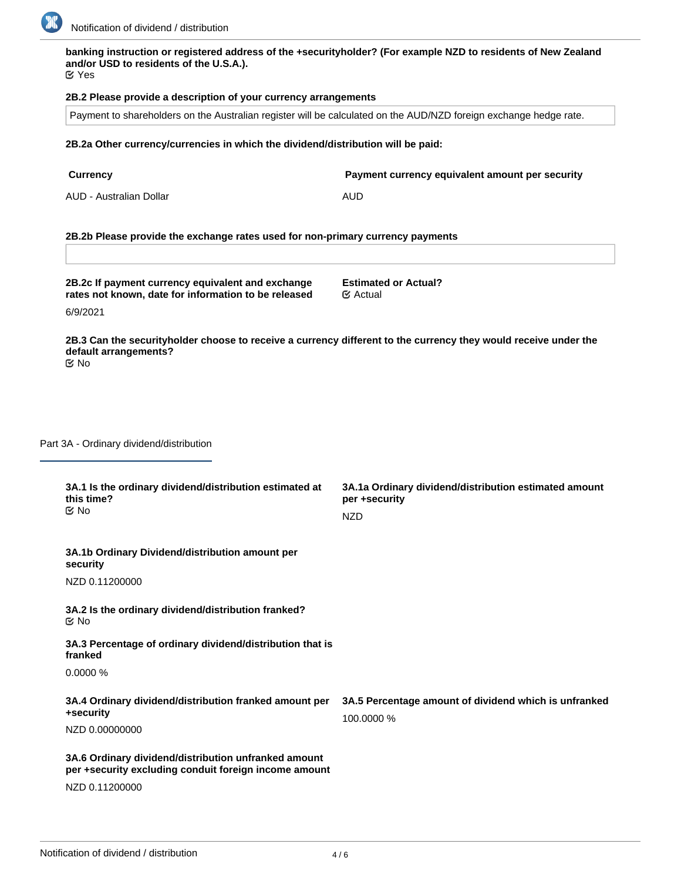**banking instruction or registered address of the +securityholder? (For example NZD to residents of New Zealand and/or USD to residents of the U.S.A.).**

Yes

**2B.2 Please provide a description of your currency arrangements**

Payment to shareholders on the Australian register will be calculated on the AUD/NZD foreign exchange hedge rate.

**2B.2a Other currency/currencies in which the dividend/distribution will be paid:**

| Currency | Payment currency equivalent amount per security |
| --- | --- |
| AUD - Australian Dollar | AUD |

**2B.2b Please provide the exchange rates used for non-primary currency payments**

**2B.2c If payment currency equivalent and exchange rates not known, date for information to be released**

6/9/2021

**Estimated or Actual?**

Actual

**2B.3 Can the securityholder choose to receive a currency different to the currency they would receive under the default arrangements?**

No

## Part 3A - Ordinary dividend/distribution

**3A.1 Is the ordinary dividend/distribution estimated at this time?**

No

**3A.1a Ordinary dividend/distribution estimated amount per +security**

NZD

**3A.1b Ordinary Dividend/distribution amount per security**

NZD 0.11200000

**3A.2 Is the ordinary dividend/distribution franked?**

No

**3A.3 Percentage of ordinary dividend/distribution that is franked**

0.0000 %

**3A.4 Ordinary dividend/distribution franked amount per +security**

NZD 0.00000000

**3A.5 Percentage amount of dividend which is unfranked**

100.0000 %

**3A.6 Ordinary dividend/distribution unfranked amount per +security excluding conduit foreign income amount**

NZD 0.11200000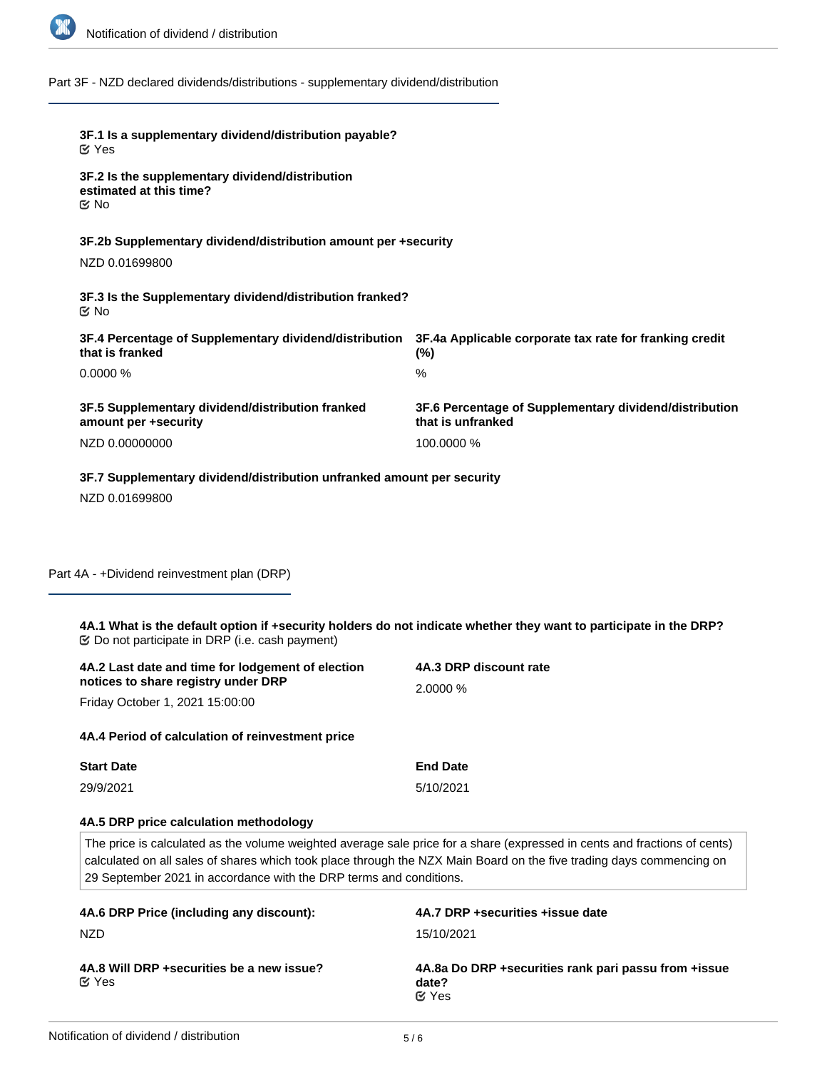## Part 3F - NZD declared dividends/distributions - supplementary dividend/distribution

**3F.1 Is a supplementary dividend/distribution payable?**
Yes

**3F.2 Is the supplementary dividend/distribution estimated at this time?**
No

**3F.2b Supplementary dividend/distribution amount per +security**

NZD 0.01699800

**3F.3 Is the Supplementary dividend/distribution franked?**
No

**3F.4 Percentage of Supplementary dividend/distribution that is franked**

0.0000 %

**3F.4a Applicable corporate tax rate for franking credit (%)**

%

**3F.5 Supplementary dividend/distribution franked amount per +security**

NZD 0.00000000

**3F.6 Percentage of Supplementary dividend/distribution that is unfranked**

100.0000 %

**3F.7 Supplementary dividend/distribution unfranked amount per security**

NZD 0.01699800

## Part 4A - +Dividend reinvestment plan (DRP)

**4A.1 What is the default option if +security holders do not indicate whether they want to participate in the DRP?**
Do not participate in DRP (i.e. cash payment)

**4A.2 Last date and time for lodgement of election notices to share registry under DRP**

Friday October 1, 2021 15:00:00

**4A.3 DRP discount rate**

2.0000 %

**4A.4 Period of calculation of reinvestment price**

| Start Date | End Date |
|---|---|
| 29/9/2021 | 5/10/2021 |

**4A.5 DRP price calculation methodology**

The price is calculated as the volume weighted average sale price for a share (expressed in cents and fractions of cents) calculated on all sales of shares which took place through the NZX Main Board on the five trading days commencing on 29 September 2021 in accordance with the DRP terms and conditions.

**4A.6 DRP Price (including any discount):**

NZD

**4A.7 DRP +securities +issue date**

15/10/2021

**4A.8 Will DRP +securities be a new issue?**
Yes

**4A.8a Do DRP +securities rank pari passu from +issue date?**
Yes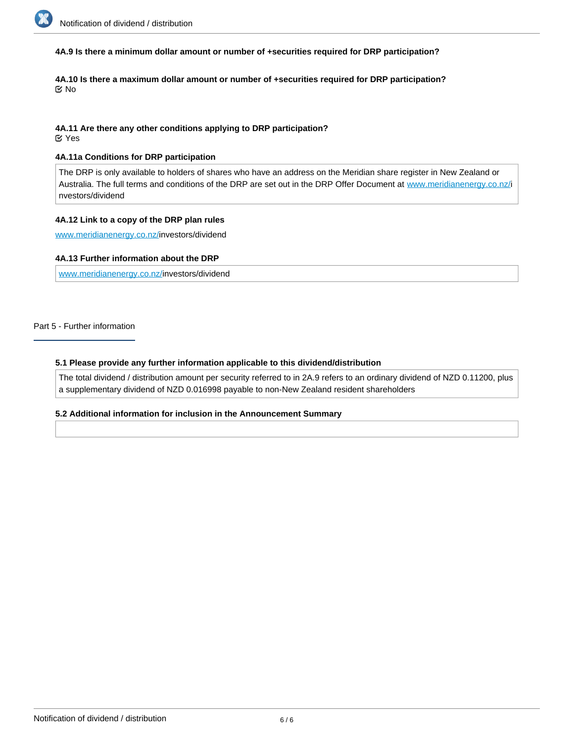**4A.9 Is there a minimum dollar amount or number of +securities required for DRP participation?**

**4A.10 Is there a maximum dollar amount or number of +securities required for DRP participation?**

☑ No

**4A.11 Are there any other conditions applying to DRP participation?**

☑ Yes

**4A.11a Conditions for DRP participation**

The DRP is only available to holders of shares who have an address on the Meridian share register in New Zealand or Australia. The full terms and conditions of the DRP are set out in the DRP Offer Document at www.meridianenergy.co.nz/investors/dividend

**4A.12 Link to a copy of the DRP plan rules**

www.meridianenergy.co.nz/investors/dividend

**4A.13 Further information about the DRP**

www.meridianenergy.co.nz/investors/dividend

## Part 5 - Further information

**5.1 Please provide any further information applicable to this dividend/distribution**

The total dividend / distribution amount per security referred to in 2A.9 refers to an ordinary dividend of NZD 0.11200, plus a supplementary dividend of NZD 0.016998 payable to non-New Zealand resident shareholders

**5.2 Additional information for inclusion in the Announcement Summary**